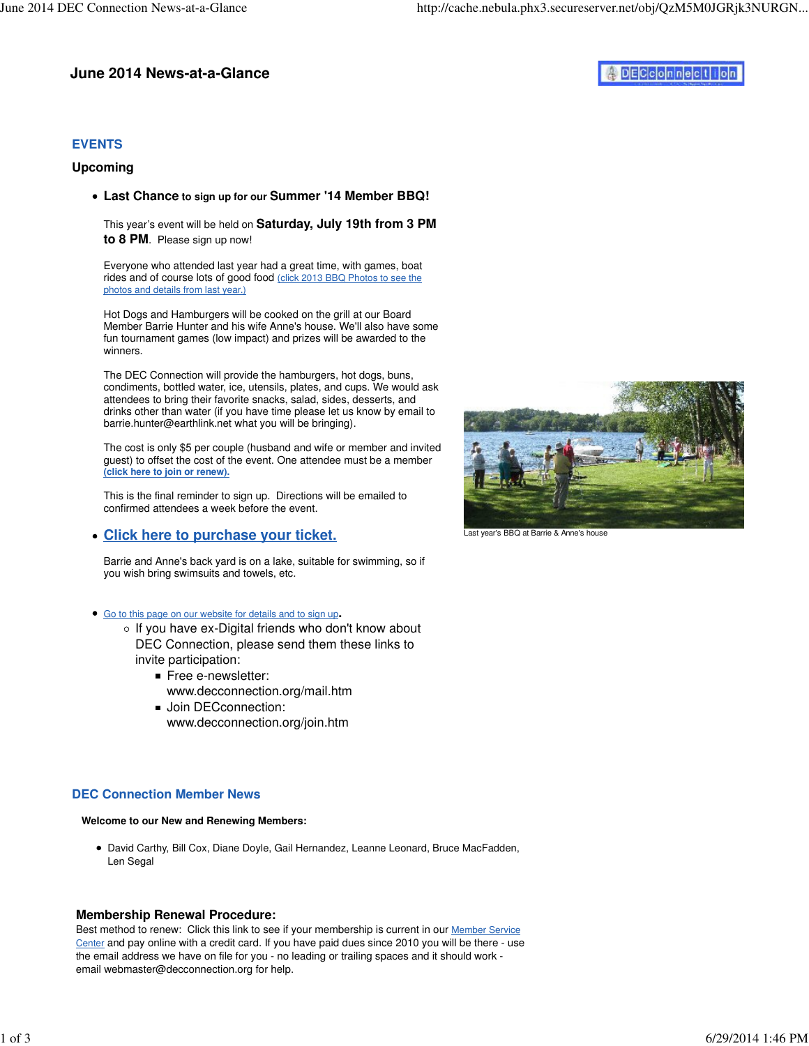# June 2014 News-at-a-Glance

## EVENTS

### Upcoming

- **Last Chance** to sign up for our **Summer '14 Member BBQ!**

  This year's event will be held on **Saturday, July 19th from 3 PM to 8 PM**. Please sign up now!

  Everyone who attended last year had a great time, with games, boat rides and of course lots of good food (click 2013 BBQ Photos to see the photos and details from last year.)

  Hot Dogs and Hamburgers will be cooked on the grill at our Board Member Barrie Hunter and his wife Anne's house. We'll also have some fun tournament games (low impact) and prizes will be awarded to the winners.

  The DEC Connection will provide the hamburgers, hot dogs, buns, condiments, bottled water, ice, utensils, plates, and cups. We would ask attendees to bring their favorite snacks, salad, sides, desserts, and drinks other than water (if you have time please let us know by email to barrie.hunter@earthlink.net what you will be bringing).

  The cost is only $5 per couple (husband and wife or member and invited guest) to offset the cost of the event. One attendee must be a member **(click here to join or renew).**

  This is the final reminder to sign up. Directions will be emailed to confirmed attendees a week before the event.

- **Click here to purchase your ticket.**

  Barrie and Anne's back yard is on a lake, suitable for swimming, so if you wish bring swimsuits and towels, etc.

Last year's BBQ at Barrie & Anne's house

- Go to this page on our website for details and to sign up.
  - If you have ex-Digital friends who don't know about DEC Connection, please send them these links to invite participation:
    - Free e-newsletter: www.decconnection.org/mail.htm
    - Join DECconnection: www.decconnection.org/join.htm

## DEC Connection Member News

**Welcome to our New and Renewing Members:**

- David Carthy, Bill Cox, Diane Doyle, Gail Hernandez, Leanne Leonard, Bruce MacFadden, Len Segal

### Membership Renewal Procedure:

Best method to renew: Click this link to see if your membership is current in our Member Service Center and pay online with a credit card. If you have paid dues since 2010 you will be there - use the email address we have on file for you - no leading or trailing spaces and it should work - email webmaster@decconnection.org for help.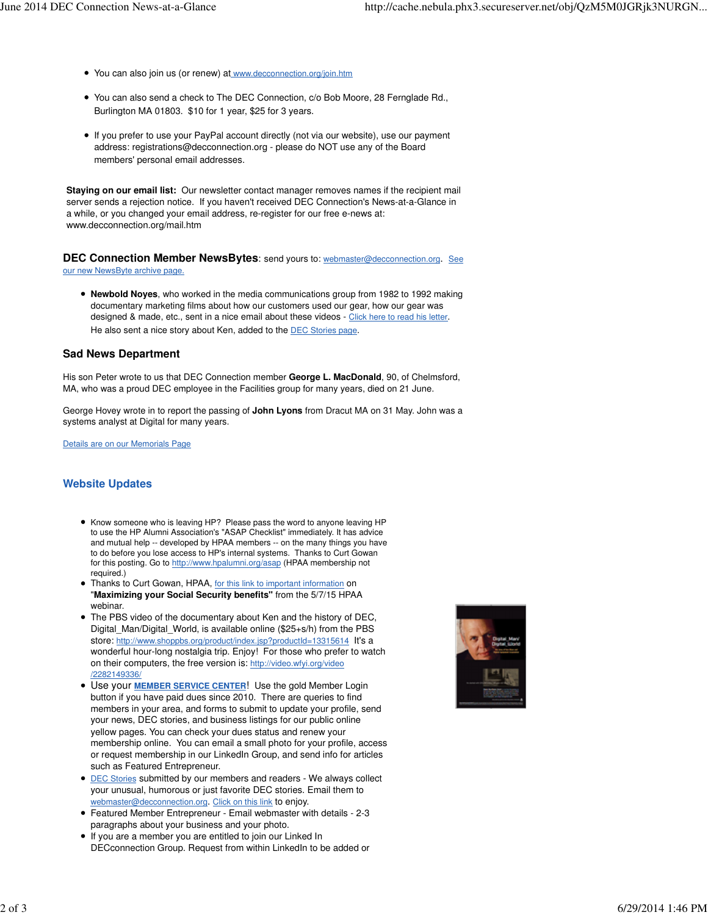- You can also join us (or renew) at www.decconnection.org/join.htm
- You can also send a check to The DEC Connection, c/o Bob Moore, 28 Fernglade Rd., Burlington MA 01803. $10 for 1 year, $25 for 3 years.
- If you prefer to use your PayPal account directly (not via our website), use our payment address: registrations@decconnection.org - please do NOT use any of the Board members' personal email addresses.

**Staying on our email list:** Our newsletter contact manager removes names if the recipient mail server sends a rejection notice. If you haven't received DEC Connection's News-at-a-Glance in a while, or you changed your email address, re-register for our free e-news at: www.decconnection.org/mail.htm

### DEC Connection Member NewsBytes: send yours to: webmaster@decconnection.org. See our new NewsByte archive page.

- **Newbold Noyes**, who worked in the media communications group from 1982 to 1992 making documentary marketing films about how our customers used our gear, how our gear was designed & made, etc., sent in a nice email about these videos - Click here to read his letter. He also sent a nice story about Ken, added to the DEC Stories page.

### Sad News Department

His son Peter wrote to us that DEC Connection member **George L. MacDonald**, 90, of Chelmsford, MA, who was a proud DEC employee in the Facilities group for many years, died on 21 June.

George Hovey wrote in to report the passing of **John Lyons** from Dracut MA on 31 May. John was a systems analyst at Digital for many years.

Details are on our Memorials Page

## Website Updates

- Know someone who is leaving HP? Please pass the word to anyone leaving HP to use the HP Alumni Association's "ASAP Checklist" immediately. It has advice and mutual help -- developed by HPAA members -- on the many things you have to do before you lose access to HP's internal systems. Thanks to Curt Gowan for this posting. Go to http://www.hpalumni.org/asap (HPAA membership not required.)
- Thanks to Curt Gowan, HPAA, for this link to important information on "**Maximizing your Social Security benefits"** from the 5/7/15 HPAA webinar.
- The PBS video of the documentary about Ken and the history of DEC, Digital_Man/Digital_World, is available online ($25+s/h) from the PBS store: http://www.shoppbs.org/product/index.jsp?productId=13315614 It's a wonderful hour-long nostalgia trip. Enjoy! For those who prefer to watch on their computers, the free version is: http://video.wfyi.org/video/2282149336/
- Use your **MEMBER SERVICE CENTER**! Use the gold Member Login button if you have paid dues since 2010. There are queries to find members in your area, and forms to submit to update your profile, send your news, DEC stories, and business listings for our public online yellow pages. You can check your dues status and renew your membership online. You can email a small photo for your profile, access or request membership in our LinkedIn Group, and send info for articles such as Featured Entrepreneur.
- DEC Stories submitted by our members and readers - We always collect your unusual, humorous or just favorite DEC stories. Email them to webmaster@decconnection.org. Click on this link to enjoy.
- Featured Member Entrepreneur - Email webmaster with details - 2-3 paragraphs about your business and your photo.
- If you are a member you are entitled to join our Linked In DECconnection Group. Request from within LinkedIn to be added or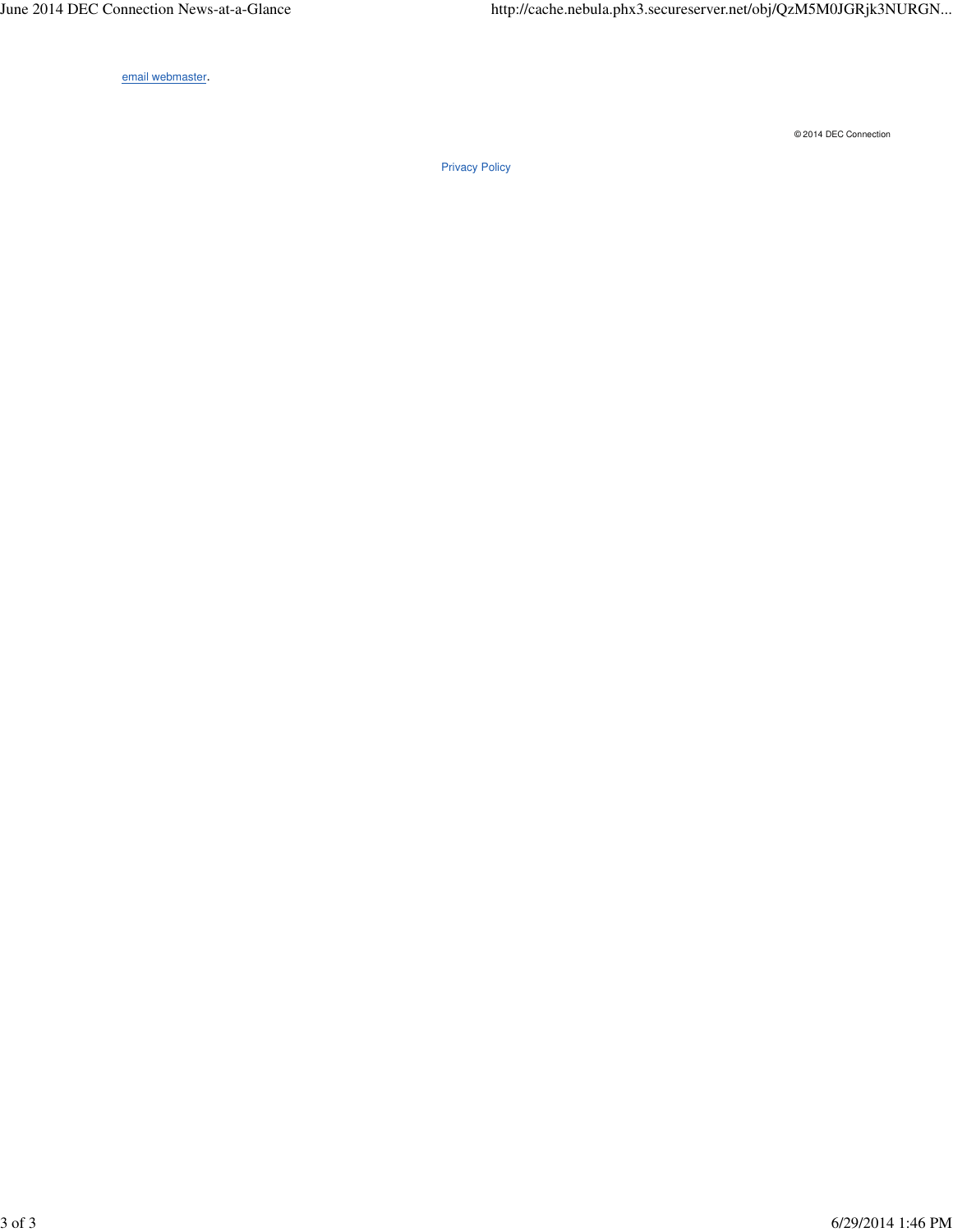email webmaster.

© 2014 DEC Connection

Privacy Policy